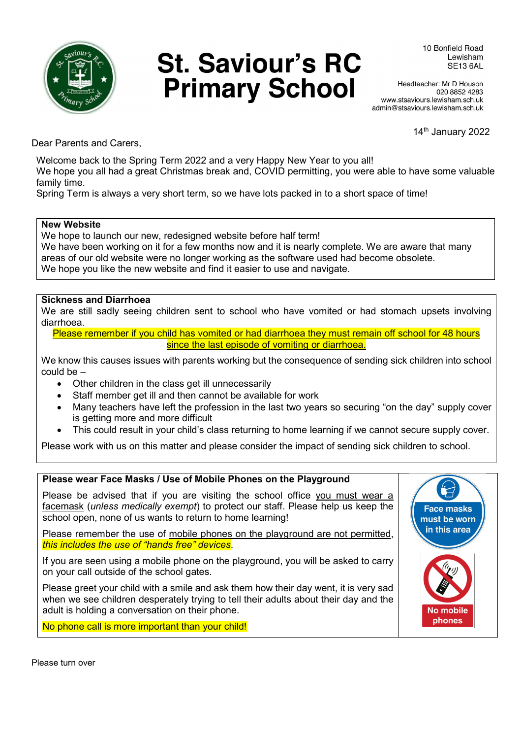# St. Saviour's RC Primary School

10 Bonfield Road
Lewisham
SE13 6AL

Headteacher: Mr D Houson
020 8852 4283
www.stsaviours.lewisham.sch.uk
admin@stsaviours.lewisham.sch.uk

14th January 2022

Dear Parents and Carers,

Welcome back to the Spring Term 2022 and a very Happy New Year to you all!
We hope you all had a great Christmas break and, COVID permitting, you were able to have some valuable family time.
Spring Term is always a very short term, so we have lots packed in to a short space of time!

## New Website

We hope to launch our new, redesigned website before half term!
We have been working on it for a few months now and it is nearly complete. We are aware that many areas of our old website were no longer working as the software used had become obsolete.
We hope you like the new website and find it easier to use and navigate.

## Sickness and Diarrhoea

We are still sadly seeing children sent to school who have vomited or had stomach upsets involving diarrhoea.

Please remember if you child has vomited or had diarrhoea they must remain off school for 48 hours since the last episode of vomiting or diarrhoea.

We know this causes issues with parents working but the consequence of sending sick children into school could be –

- Other children in the class get ill unnecessarily
- Staff member get ill and then cannot be available for work
- Many teachers have left the profession in the last two years so securing "on the day" supply cover is getting more and more difficult
- This could result in your child's class returning to home learning if we cannot secure supply cover.

Please work with us on this matter and please consider the impact of sending sick children to school.

## Please wear Face Masks / Use of Mobile Phones on the Playground

Please be advised that if you are visiting the school office you must wear a facemask (*unless medically exempt*) to protect our staff. Please help us keep the school open, none of us wants to return to home learning!

Please remember the use of mobile phones on the playground are not permitted, *this includes the use of "hands free" devices*.

If you are seen using a mobile phone on the playground, you will be asked to carry on your call outside of the school gates.

Please greet your child with a smile and ask them how their day went, it is very sad when we see children desperately trying to tell their adults about their day and the adult is holding a conversation on their phone.

No phone call is more important than your child!

Face masks must be worn in this area

No mobile phones

Please turn over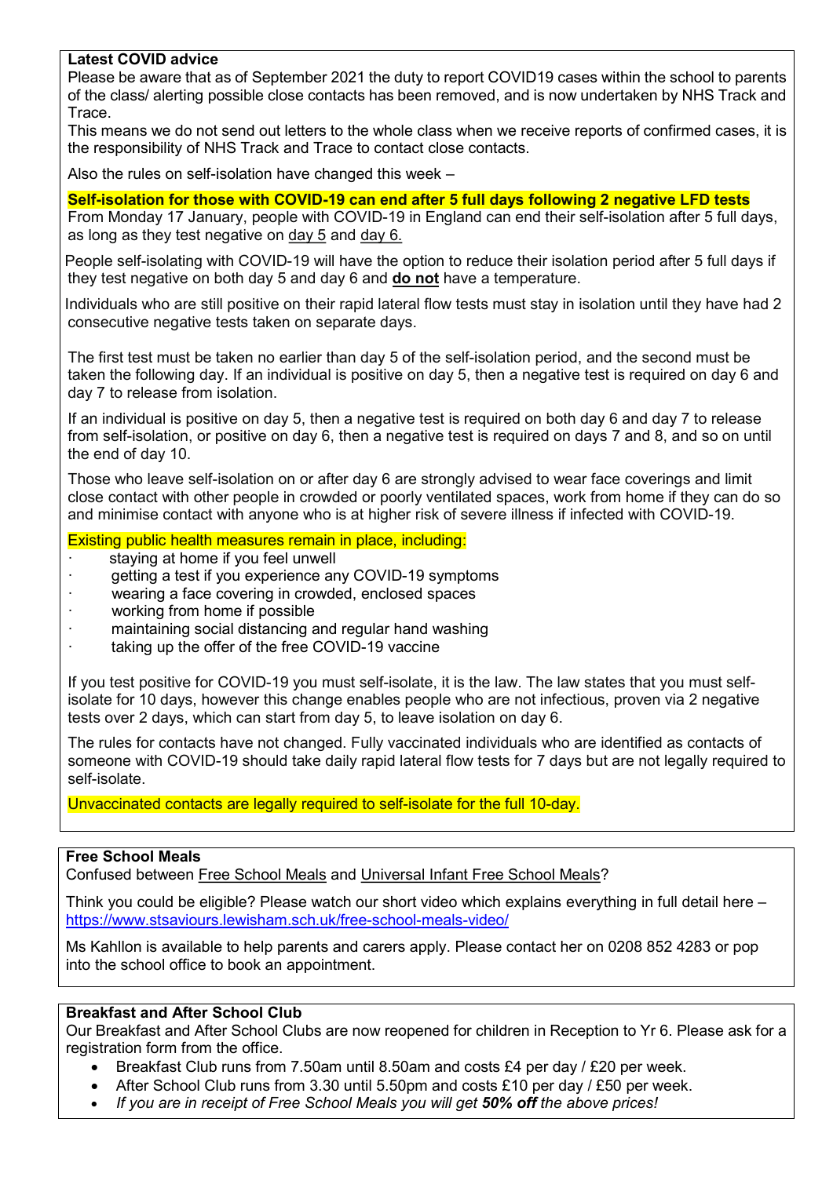## Latest COVID advice

Please be aware that as of September 2021 the duty to report COVID19 cases within the school to parents of the class/ alerting possible close contacts has been removed, and is now undertaken by NHS Track and Trace.

This means we do not send out letters to the whole class when we receive reports of confirmed cases, it is the responsibility of NHS Track and Trace to contact close contacts.

Also the rules on self-isolation have changed this week –

**Self-isolation for those with COVID-19 can end after 5 full days following 2 negative LFD tests**

From Monday 17 January, people with COVID-19 in England can end their self-isolation after 5 full days, as long as they test negative on day 5 and day 6.

People self-isolating with COVID-19 will have the option to reduce their isolation period after 5 full days if they test negative on both day 5 and day 6 and **do not** have a temperature.

Individuals who are still positive on their rapid lateral flow tests must stay in isolation until they have had 2 consecutive negative tests taken on separate days.

The first test must be taken no earlier than day 5 of the self-isolation period, and the second must be taken the following day. If an individual is positive on day 5, then a negative test is required on day 6 and day 7 to release from isolation.

If an individual is positive on day 5, then a negative test is required on both day 6 and day 7 to release from self-isolation, or positive on day 6, then a negative test is required on days 7 and 8, and so on until the end of day 10.

Those who leave self-isolation on or after day 6 are strongly advised to wear face coverings and limit close contact with other people in crowded or poorly ventilated spaces, work from home if they can do so and minimise contact with anyone who is at higher risk of severe illness if infected with COVID-19.

Existing public health measures remain in place, including:

- staying at home if you feel unwell
- getting a test if you experience any COVID-19 symptoms
- wearing a face covering in crowded, enclosed spaces
- working from home if possible
- maintaining social distancing and regular hand washing
- taking up the offer of the free COVID-19 vaccine

If you test positive for COVID-19 you must self-isolate, it is the law. The law states that you must self-isolate for 10 days, however this change enables people who are not infectious, proven via 2 negative tests over 2 days, which can start from day 5, to leave isolation on day 6.

The rules for contacts have not changed. Fully vaccinated individuals who are identified as contacts of someone with COVID-19 should take daily rapid lateral flow tests for 7 days but are not legally required to self-isolate.

Unvaccinated contacts are legally required to self-isolate for the full 10-day.

## Free School Meals

Confused between Free School Meals and Universal Infant Free School Meals?

Think you could be eligible? Please watch our short video which explains everything in full detail here – https://www.stsaviours.lewisham.sch.uk/free-school-meals-video/

Ms Kahllon is available to help parents and carers apply. Please contact her on 0208 852 4283 or pop into the school office to book an appointment.

## Breakfast and After School Club

Our Breakfast and After School Clubs are now reopened for children in Reception to Yr 6. Please ask for a registration form from the office.

- Breakfast Club runs from 7.50am until 8.50am and costs £4 per day / £20 per week.
- After School Club runs from 3.30 until 5.50pm and costs £10 per day / £50 per week.
- *If you are in receipt of Free School Meals you will get **50% off** the above prices!*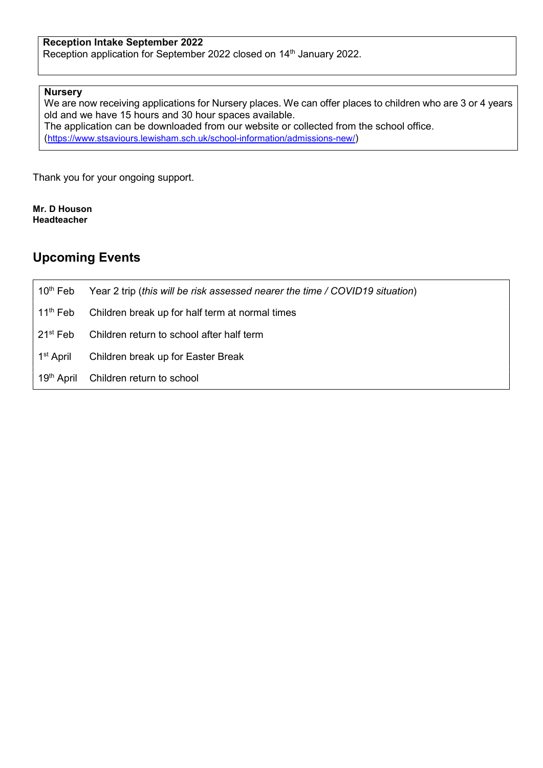**Reception Intake September 2022**
Reception application for September 2022 closed on 14th January 2022.

**Nursery**
We are now receiving applications for Nursery places. We can offer places to children who are 3 or 4 years old and we have 15 hours and 30 hour spaces available.
The application can be downloaded from our website or collected from the school office.
(https://www.stsaviours.lewisham.sch.uk/school-information/admissions-new/)

Thank you for your ongoing support.

**Mr. D Houson**
**Headteacher**

## Upcoming Events

| | |
|---|---|
| 10th Feb | Year 2 trip (*this will be risk assessed nearer the time / COVID19 situation*) |
| 11th Feb | Children break up for half term at normal times |
| 21st Feb | Children return to school after half term |
| 1st April | Children break up for Easter Break |
| 19th April | Children return to school |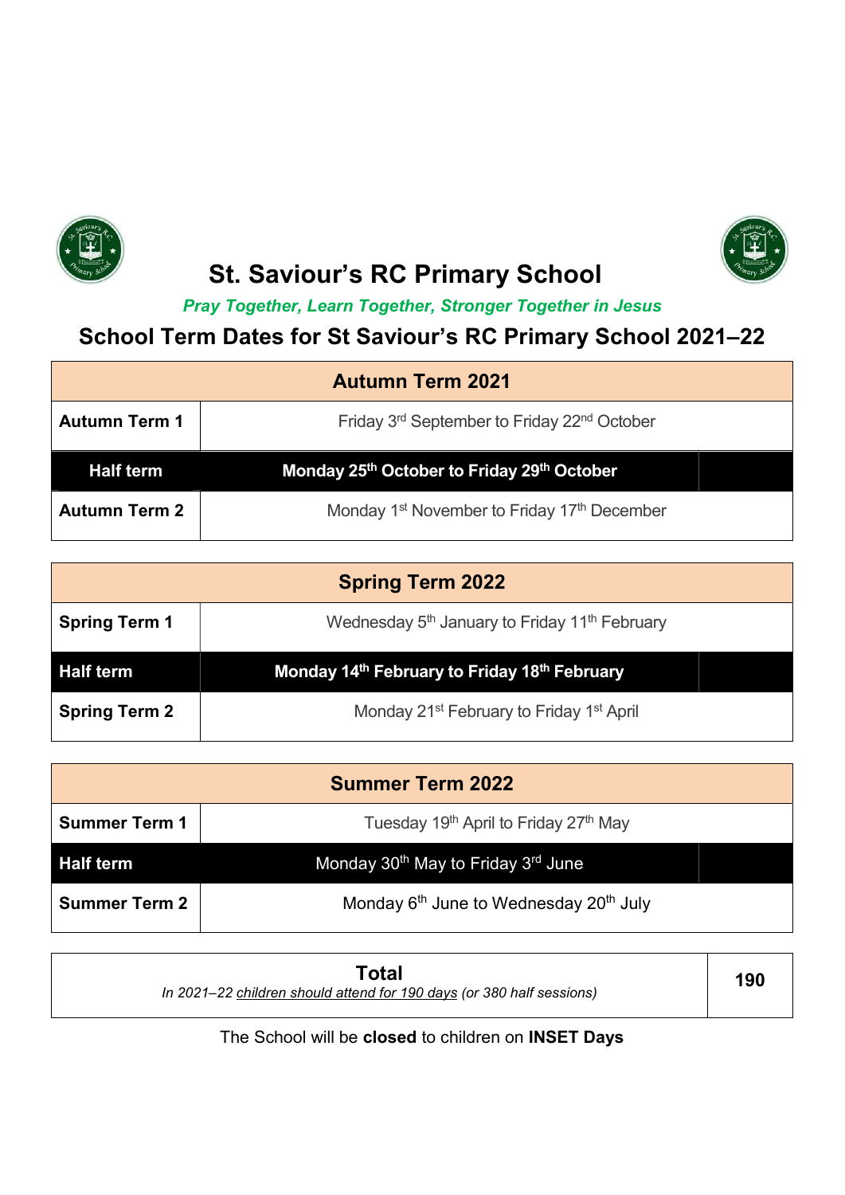# St. Saviour's RC Primary School

*Pray Together, Learn Together, Stronger Together in Jesus*

## School Term Dates for St Saviour's RC Primary School 2021–22

| Autumn Term 2021 | |
|---|---|
| **Autumn Term 1** | Friday 3rd September to Friday 22nd October |
| **Half term** | **Monday 25th October to Friday 29th October** |
| **Autumn Term 2** | Monday 1st November to Friday 17th December |

| Spring Term 2022 | |
|---|---|
| **Spring Term 1** | Wednesday 5th January to Friday 11th February |
| **Half term** | **Monday 14th February to Friday 18th February** |
| **Spring Term 2** | Monday 21st February to Friday 1st April |

| Summer Term 2022 | |
|---|---|
| **Summer Term 1** | Tuesday 19th April to Friday 27th May |
| **Half term** | Monday 30th May to Friday 3rd June |
| **Summer Term 2** | Monday 6th June to Wednesday 20th July |

| **Total** *In 2021–22 children should attend for 190 days (or 380 half sessions)* | **190** |
|---|---|

The School will be **closed** to children on **INSET Days**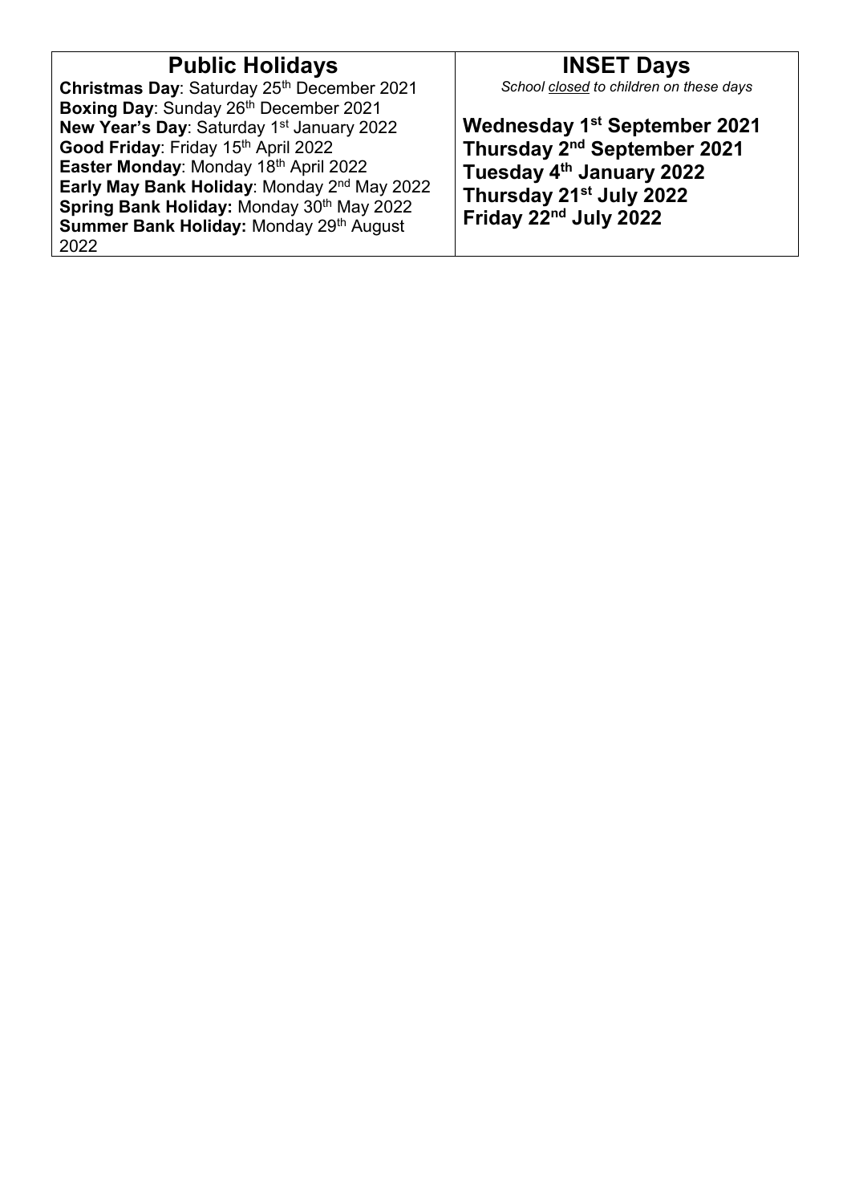| Public Holidays | INSET Days |
| --- | --- |
| **Christmas Day**: Saturday 25th December 2021<br>**Boxing Day**: Sunday 26th December 2021<br>**New Year's Day**: Saturday 1st January 2022<br>**Good Friday**: Friday 15th April 2022<br>**Easter Monday**: Monday 18th April 2022<br>**Early May Bank Holiday**: Monday 2nd May 2022<br>**Spring Bank Holiday:** Monday 30th May 2022<br>**Summer Bank Holiday:** Monday 29th August 2022 | *School* *<u>closed</u>* *to children on these days*<br><br>**Wednesday 1st September 2021**<br>**Thursday 2nd September 2021**<br>**Tuesday 4th January 2022**<br>**Thursday 21st July 2022**<br>**Friday 22nd July 2022** |